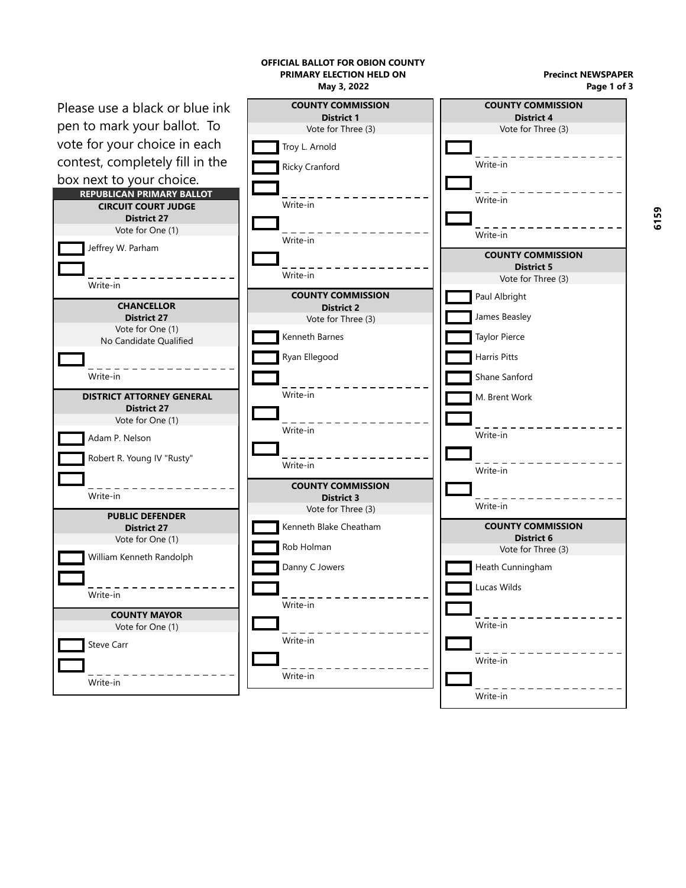**OFFICIAL BALLOT FOR OBION COUNTY**
**PRIMARY ELECTION HELD ON**
**May 3, 2022**

**Precinct NEWSPAPER**

Please use a black or blue ink pen to mark your ballot. To vote for your choice in each contest, completely fill in the box next to your choice.

## REPUBLICAN PRIMARY BALLOT

### CIRCUIT COURT JUDGE
**District 27**
Vote for One (1)

- ☐ Jeffrey W. Parham
- ☐ Write-in

### CHANCELLOR
**District 27**
Vote for One (1)
No Candidate Qualified

- ☐ Write-in

### DISTRICT ATTORNEY GENERAL
**District 27**
Vote for One (1)

- ☐ Adam P. Nelson
- ☐ Robert R. Young IV "Rusty"
- ☐ Write-in

### PUBLIC DEFENDER
**District 27**
Vote for One (1)

- ☐ William Kenneth Randolph
- ☐ Write-in

### COUNTY MAYOR
Vote for One (1)

- ☐ Steve Carr
- ☐ Write-in

### COUNTY COMMISSION
**District 1**
Vote for Three (3)

- ☐ Troy L. Arnold
- ☐ Ricky Cranford
- ☐ Write-in
- ☐ Write-in
- ☐ Write-in

### COUNTY COMMISSION
**District 2**
Vote for Three (3)

- ☐ Kenneth Barnes
- ☐ Ryan Ellegood
- ☐ Write-in
- ☐ Write-in
- ☐ Write-in

### COUNTY COMMISSION
**District 3**
Vote for Three (3)

- ☐ Kenneth Blake Cheatham
- ☐ Rob Holman
- ☐ Danny C Jowers
- ☐ Write-in
- ☐ Write-in
- ☐ Write-in

### COUNTY COMMISSION
**District 4**
Vote for Three (3)

- ☐ Write-in
- ☐ Write-in
- ☐ Write-in

### COUNTY COMMISSION
**District 5**
Vote for Three (3)

- ☐ Paul Albright
- ☐ James Beasley
- ☐ Taylor Pierce
- ☐ Harris Pitts
- ☐ Shane Sanford
- ☐ M. Brent Work
- ☐ Write-in
- ☐ Write-in
- ☐ Write-in

### COUNTY COMMISSION
**District 6**
Vote for Three (3)

- ☐ Heath Cunningham
- ☐ Lucas Wilds
- ☐ Write-in
- ☐ Write-in
- ☐ Write-in

6159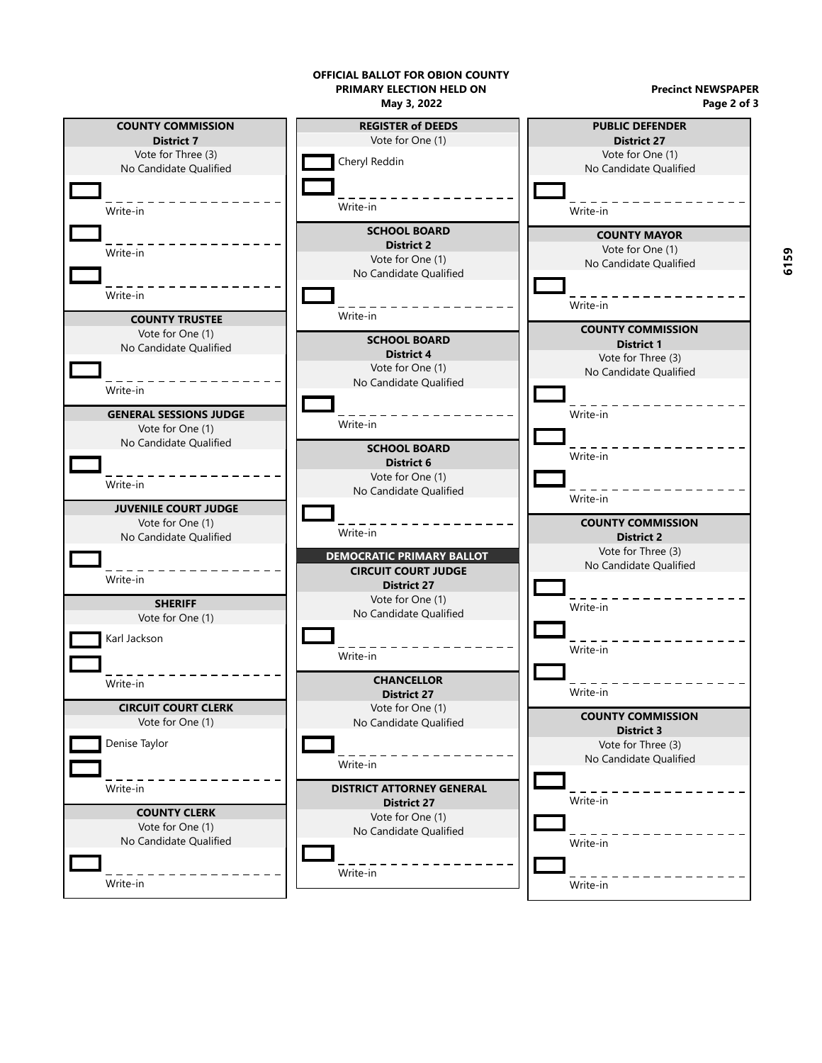**OFFICIAL BALLOT FOR OBION COUNTY**
**PRIMARY ELECTION HELD ON**
**May 3, 2022**

**Precinct NEWSPAPER**

### COUNTY COMMISSION
**District 7**
Vote for Three (3)
No Candidate Qualified

☐ ________________ Write-in

☐ ________________ Write-in

☐ ________________ Write-in

### COUNTY TRUSTEE
Vote for One (1)
No Candidate Qualified

☐ ________________ Write-in

### GENERAL SESSIONS JUDGE
Vote for One (1)
No Candidate Qualified

☐ ________________ Write-in

### JUVENILE COURT JUDGE
Vote for One (1)
No Candidate Qualified

☐ ________________ Write-in

### SHERIFF
Vote for One (1)

☐ Karl Jackson

☐ ________________ Write-in

### CIRCUIT COURT CLERK
Vote for One (1)

☐ Denise Taylor

☐ ________________ Write-in

### COUNTY CLERK
Vote for One (1)
No Candidate Qualified

☐ ________________ Write-in

### REGISTER of DEEDS
Vote for One (1)

☐ Cheryl Reddin

☐ ________________ Write-in

### SCHOOL BOARD
**District 2**
Vote for One (1)
No Candidate Qualified

☐ ________________ Write-in

### SCHOOL BOARD
**District 4**
Vote for One (1)
No Candidate Qualified

☐ ________________ Write-in

### SCHOOL BOARD
**District 6**
Vote for One (1)
No Candidate Qualified

☐ ________________ Write-in

## DEMOCRATIC PRIMARY BALLOT

### CIRCUIT COURT JUDGE
**District 27**
Vote for One (1)
No Candidate Qualified

☐ ________________ Write-in

### CHANCELLOR
**District 27**
Vote for One (1)
No Candidate Qualified

☐ ________________ Write-in

### DISTRICT ATTORNEY GENERAL
**District 27**
Vote for One (1)
No Candidate Qualified

☐ ________________ Write-in

### PUBLIC DEFENDER
**District 27**
Vote for One (1)
No Candidate Qualified

☐ ________________ Write-in

### COUNTY MAYOR
Vote for One (1)
No Candidate Qualified

☐ ________________ Write-in

### COUNTY COMMISSION
**District 1**
Vote for Three (3)
No Candidate Qualified

☐ ________________ Write-in

☐ ________________ Write-in

☐ ________________ Write-in

### COUNTY COMMISSION
**District 2**
Vote for Three (3)
No Candidate Qualified

☐ ________________ Write-in

☐ ________________ Write-in

☐ ________________ Write-in

### COUNTY COMMISSION
**District 3**
Vote for Three (3)
No Candidate Qualified

☐ ________________ Write-in

☐ ________________ Write-in

☐ ________________ Write-in

6159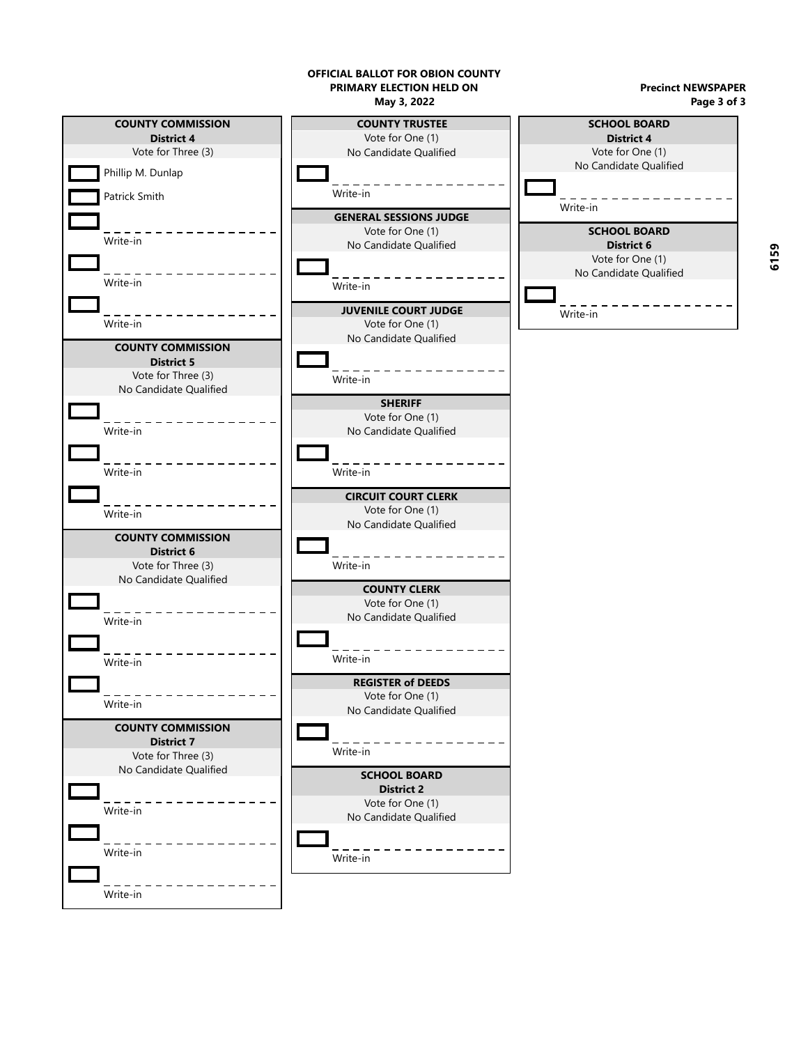**OFFICIAL BALLOT FOR OBION COUNTY**
**PRIMARY ELECTION HELD ON**
**May 3, 2022**

**Precinct NEWSPAPER**

### COUNTY COMMISSION
**District 4**
Vote for Three (3)

- [ ] Phillip M. Dunlap
- [ ] Patrick Smith
- [ ] Write-in
- [ ] Write-in
- [ ] Write-in

### COUNTY COMMISSION
**District 5**
Vote for Three (3)
No Candidate Qualified

- [ ] Write-in
- [ ] Write-in
- [ ] Write-in

### COUNTY COMMISSION
**District 6**
Vote for Three (3)
No Candidate Qualified

- [ ] Write-in
- [ ] Write-in
- [ ] Write-in

### COUNTY COMMISSION
**District 7**
Vote for Three (3)
No Candidate Qualified

- [ ] Write-in
- [ ] Write-in
- [ ] Write-in

### COUNTY TRUSTEE
Vote for One (1)
No Candidate Qualified

- [ ] Write-in

### GENERAL SESSIONS JUDGE
Vote for One (1)
No Candidate Qualified

- [ ] Write-in

### JUVENILE COURT JUDGE
Vote for One (1)
No Candidate Qualified

- [ ] Write-in

### SHERIFF
Vote for One (1)
No Candidate Qualified

- [ ] Write-in

### CIRCUIT COURT CLERK
Vote for One (1)
No Candidate Qualified

- [ ] Write-in

### COUNTY CLERK
Vote for One (1)
No Candidate Qualified

- [ ] Write-in

### REGISTER of DEEDS
Vote for One (1)
No Candidate Qualified

- [ ] Write-in

### SCHOOL BOARD
**District 2**
Vote for One (1)
No Candidate Qualified

- [ ] Write-in

### SCHOOL BOARD
**District 4**
Vote for One (1)
No Candidate Qualified

- [ ] Write-in

### SCHOOL BOARD
**District 6**
Vote for One (1)
No Candidate Qualified

- [ ] Write-in

6159